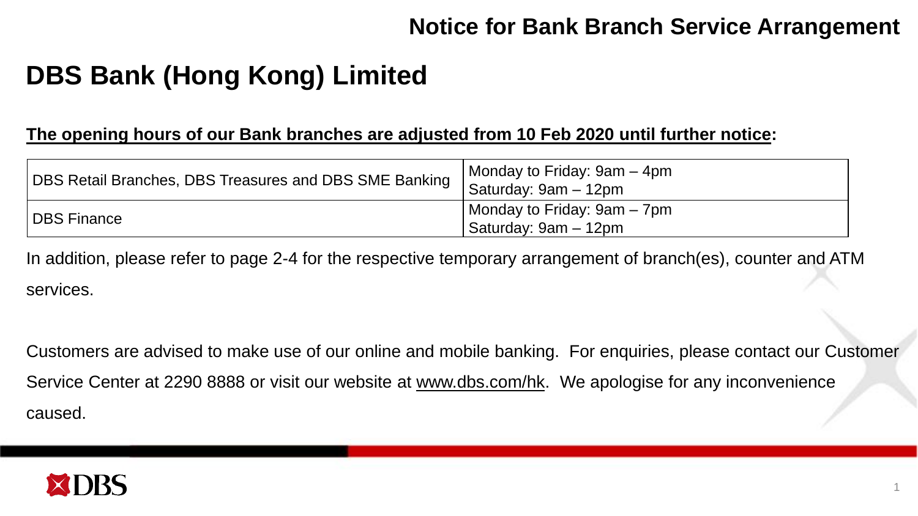# Notice for Bank Branch Service Arrangement

## DBS Bank (Hong Kong) Limited

**<u>The opening hours of our Bank branches are adjusted from 10 Feb 2020 until further notice</u>:**

| | |
|---|---|
| DBS Retail Branches, DBS Treasures and DBS SME Banking | Monday to Friday: 9am – 4pm<br>Saturday: 9am – 12pm |
| DBS Finance | Monday to Friday: 9am – 7pm<br>Saturday: 9am – 12pm |

In addition, please refer to page 2-4 for the respective temporary arrangement of branch(es), counter and ATM services.

Customers are advised to make use of our online and mobile banking. For enquiries, please contact our Customer Service Center at 2290 8888 or visit our website at www.dbs.com/hk. We apologise for any inconvenience caused.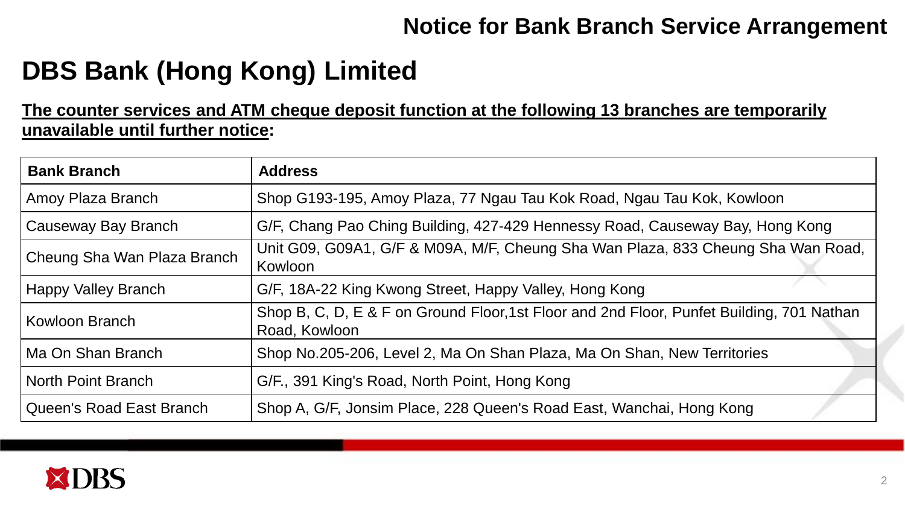## Notice for Bank Branch Service Arrangement

# DBS Bank (Hong Kong) Limited

**The counter services and ATM cheque deposit function at the following 13 branches are temporarily unavailable until further notice:**

| Bank Branch | Address |
|---|---|
| Amoy Plaza Branch | Shop G193-195, Amoy Plaza, 77 Ngau Tau Kok Road, Ngau Tau Kok, Kowloon |
| Causeway Bay Branch | G/F, Chang Pao Ching Building, 427-429 Hennessy Road, Causeway Bay, Hong Kong |
| Cheung Sha Wan Plaza Branch | Unit G09, G09A1, G/F & M09A, M/F, Cheung Sha Wan Plaza, 833 Cheung Sha Wan Road, Kowloon |
| Happy Valley Branch | G/F, 18A-22 King Kwong Street, Happy Valley, Hong Kong |
| Kowloon Branch | Shop B, C, D, E & F on Ground Floor,1st Floor and 2nd Floor, Punfet Building, 701 Nathan Road, Kowloon |
| Ma On Shan Branch | Shop No.205-206, Level 2, Ma On Shan Plaza, Ma On Shan, New Territories |
| North Point Branch | G/F., 391 King's Road, North Point, Hong Kong |
| Queen's Road East Branch | Shop A, G/F, Jonsim Place, 228 Queen's Road East, Wanchai, Hong Kong |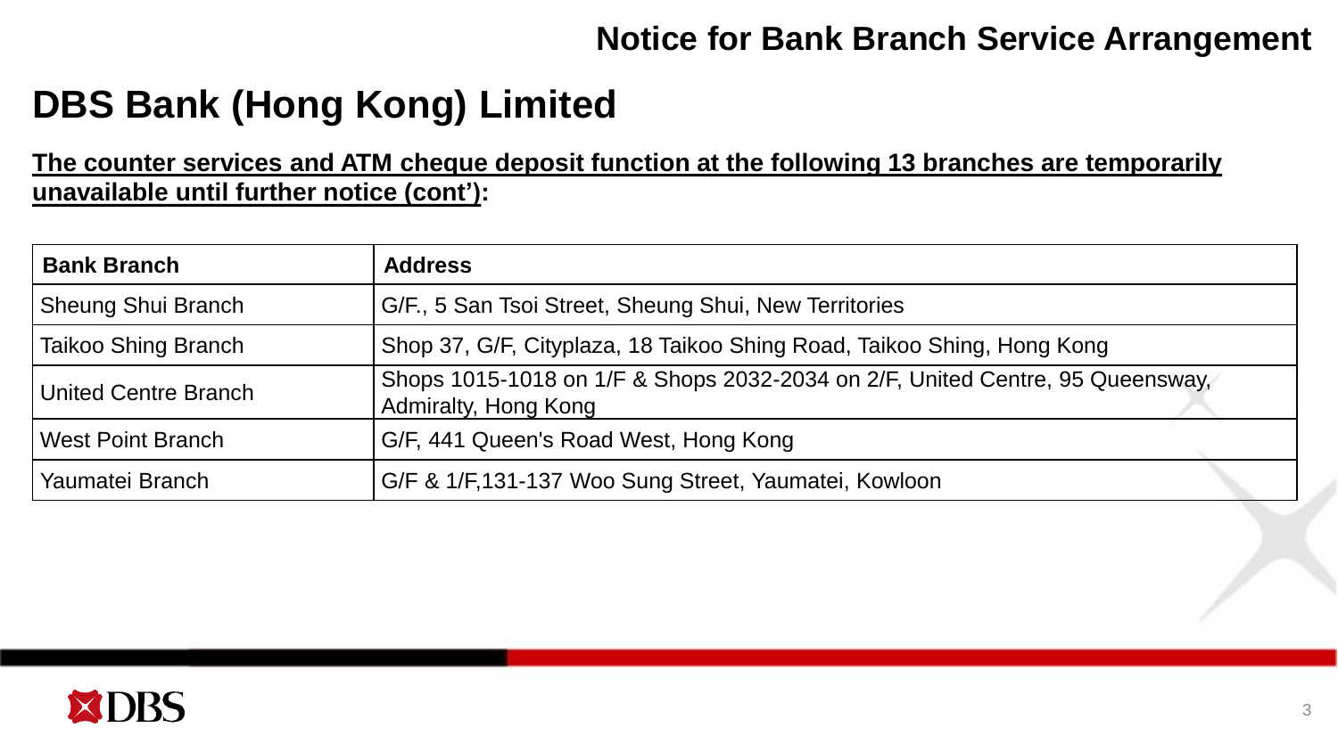**Notice for Bank Branch Service Arrangement**

# DBS Bank (Hong Kong) Limited

**The counter services and ATM cheque deposit function at the following 13 branches are temporarily unavailable until further notice (cont'):**

| Bank Branch | Address |
|---|---|
| Sheung Shui Branch | G/F., 5 San Tsoi Street, Sheung Shui, New Territories |
| Taikoo Shing Branch | Shop 37, G/F, Cityplaza, 18 Taikoo Shing Road, Taikoo Shing, Hong Kong |
| United Centre Branch | Shops 1015-1018 on 1/F & Shops 2032-2034 on 2/F, United Centre, 95 Queensway, Admiralty, Hong Kong |
| West Point Branch | G/F, 441 Queen's Road West, Hong Kong |
| Yaumatei Branch | G/F & 1/F,131-137 Woo Sung Street, Yaumatei, Kowloon |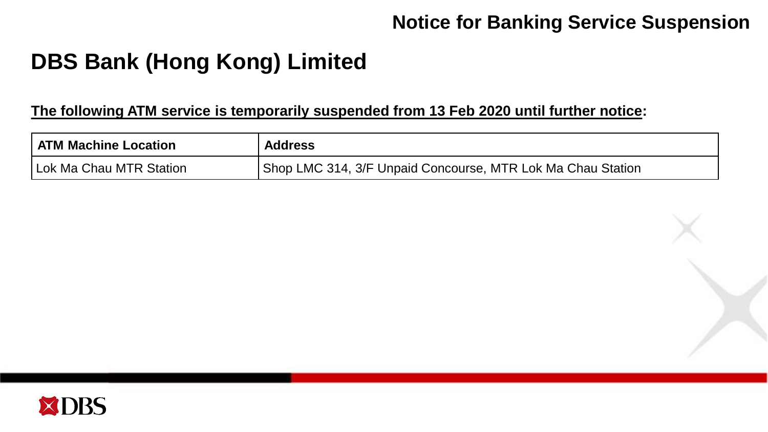**Notice for Banking Service Suspension**

# DBS Bank (Hong Kong) Limited

**The following ATM service is temporarily suspended from 13 Feb 2020 until further notice:**

| ATM Machine Location | Address |
| --- | --- |
| Lok Ma Chau MTR Station | Shop LMC 314, 3/F Unpaid Concourse, MTR Lok Ma Chau Station |

DBS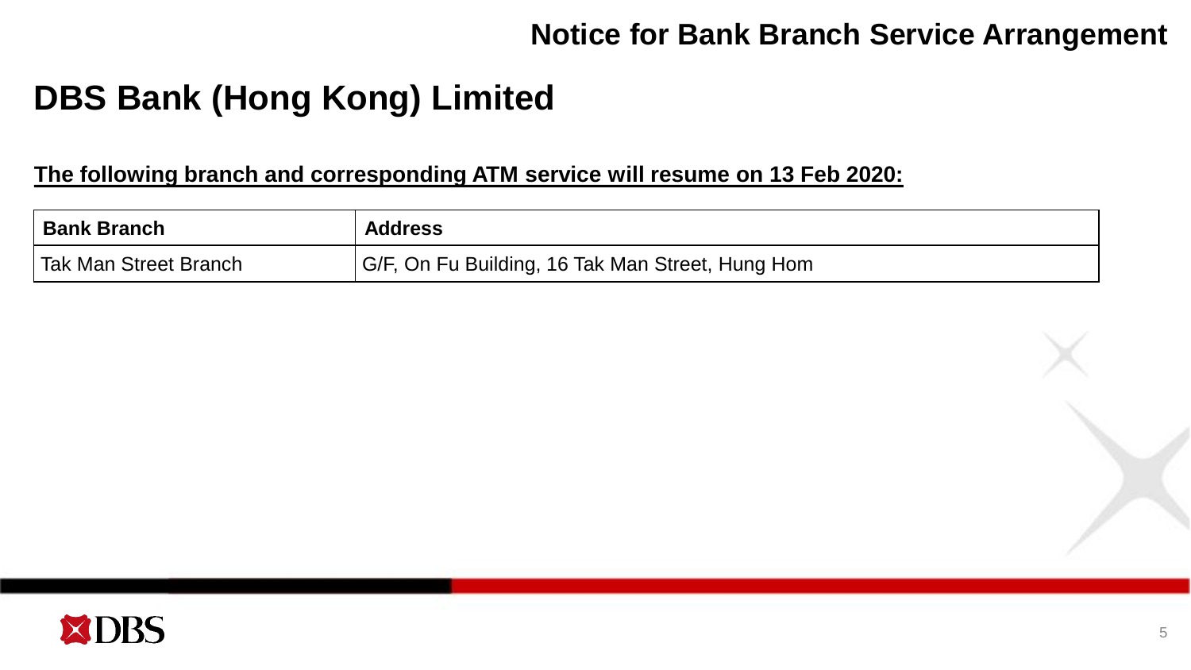Notice for Bank Branch Service Arrangement

# DBS Bank (Hong Kong) Limited

**The following branch and corresponding ATM service will resume on 13 Feb 2020:**

| Bank Branch | Address |
| --- | --- |
| Tak Man Street Branch | G/F, On Fu Building, 16 Tak Man Street, Hung Hom |